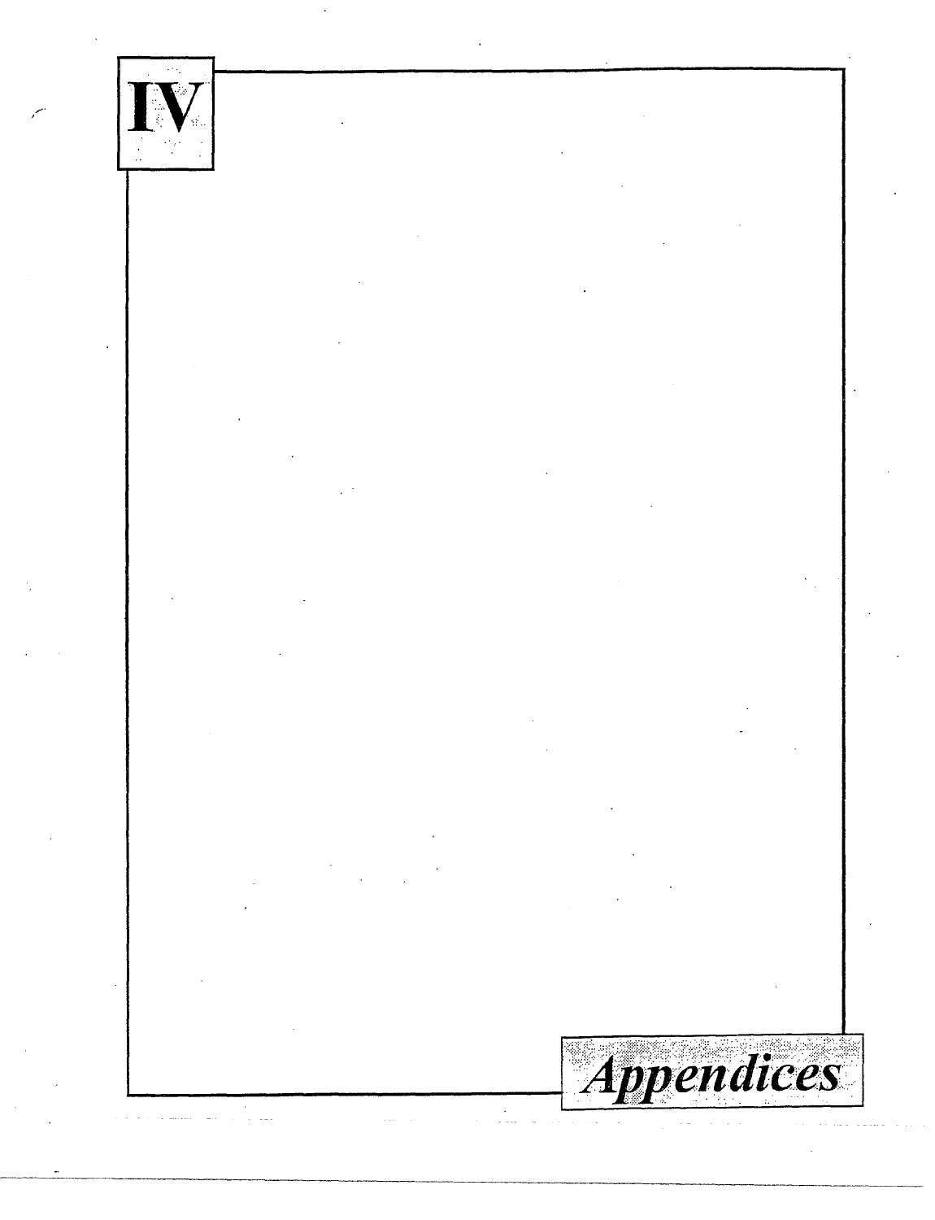# IV

## *Appendices*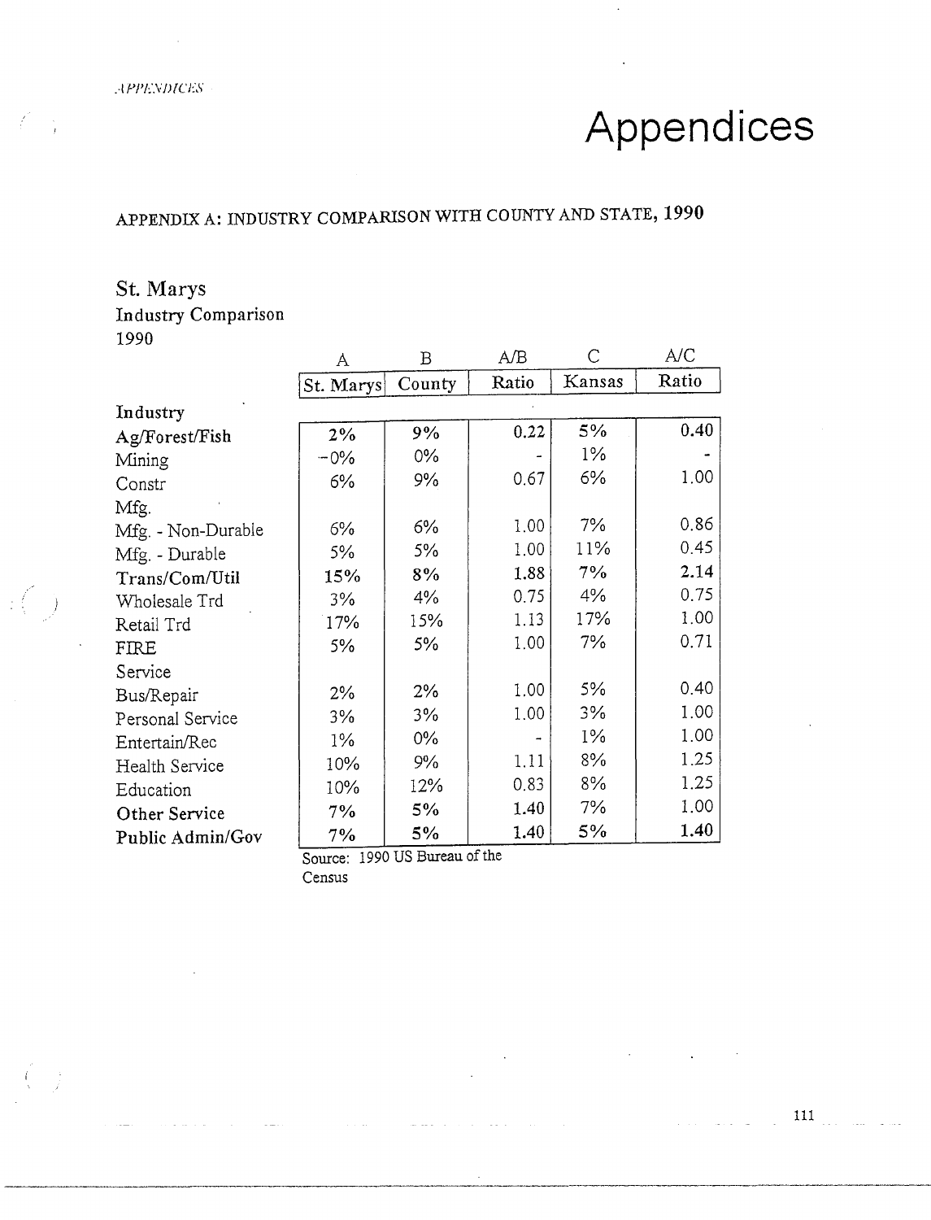# Appendices

## APPENDIX A: INDUSTRY COMPARISON WITH COUNTY AND STATE, 1990

### St. Marys
Industry Comparison
1990

| | A | B | A/B | C | A/C |
|---|---|---|---|---|---|
| | St. Marys | County | Ratio | Kansas | Ratio |
| **Industry** | | | | | |
| **Ag/Forest/Fish** | **2%** | **9%** | **0.22** | **5%** | **0.40** |
| Mining | -0% | 0% | - | 1% | - |
| Constr | 6% | 9% | 0.67 | 6% | 1.00 |
| Mfg. | | | | | |
| Mfg. - Non-Durable | 6% | 6% | 1.00 | 7% | 0.86 |
| Mfg. - Durable | 5% | 5% | 1.00 | 11% | 0.45 |
| **Trans/Com/Util** | **15%** | **8%** | **1.88** | **7%** | **2.14** |
| Wholesale Trd | 3% | 4% | 0.75 | 4% | 0.75 |
| Retail Trd | 17% | 15% | 1.13 | 17% | 1.00 |
| FIRE | 5% | 5% | 1.00 | 7% | 0.71 |
| Service | | | | | |
| Bus/Repair | 2% | 2% | 1.00 | 5% | 0.40 |
| Personal Service | 3% | 3% | 1.00 | 3% | 1.00 |
| Entertain/Rec | 1% | 0% | - | 1% | 1.00 |
| Health Service | 10% | 9% | 1.11 | 8% | 1.25 |
| Education | 10% | 12% | 0.83 | 8% | 1.25 |
| **Other Service** | **7%** | **5%** | **1.40** | **7%** | **1.00** |
| **Public Admin/Gov** | **7%** | **5%** | **1.40** | **5%** | **1.40** |

Source: 1990 US Bureau of the Census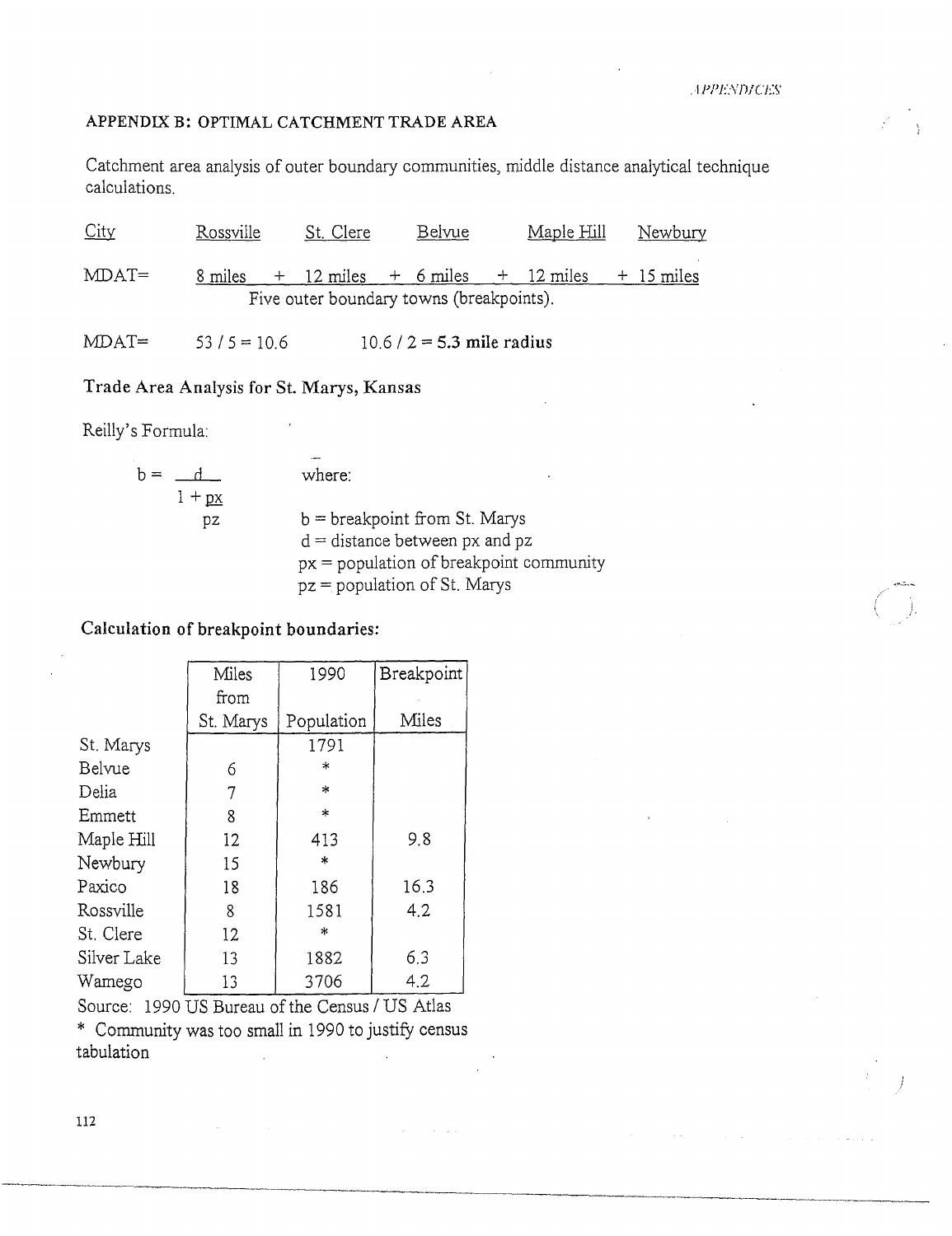## APPENDIX B: OPTIMAL CATCHMENT TRADE AREA

Catchment area analysis of outer boundary communities, middle distance analytical technique calculations.

| City | Rossville | St. Clere | Belvue | Maple Hill | Newbury |
|---|---|---|---|---|---|
| MDAT= | 8 miles + | 12 miles + | 6 miles + | 12 miles + | 15 miles |

Five outer boundary towns (breakpoints).

MDAT= 53 / 5 = 10.6 10.6 / 2 = **5.3 mile radius**

### Trade Area Analysis for St. Marys, Kansas

Reilly's Formula:

$$b = \frac{d}{1 + \frac{px}{pz}}$$

where:

b = breakpoint from St. Marys
d = distance between px and pz
px = population of breakpoint community
pz = population of St. Marys

### Calculation of breakpoint boundaries:

| | Miles from St. Marys | 1990 Population | Breakpoint Miles |
|---|---|---|---|
| St. Marys | | 1791 | |
| Belvue | 6 | * | |
| Delia | 7 | * | |
| Emmett | 8 | * | |
| Maple Hill | 12 | 413 | 9.8 |
| Newbury | 15 | * | |
| Paxico | 18 | 186 | 16.3 |
| Rossville | 8 | 1581 | 4.2 |
| St. Clere | 12 | * | |
| Silver Lake | 13 | 1882 | 6.3 |
| Wamego | 13 | 3706 | 4.2 |

Source: 1990 US Bureau of the Census / US Atlas

* Community was too small in 1990 to justify census tabulation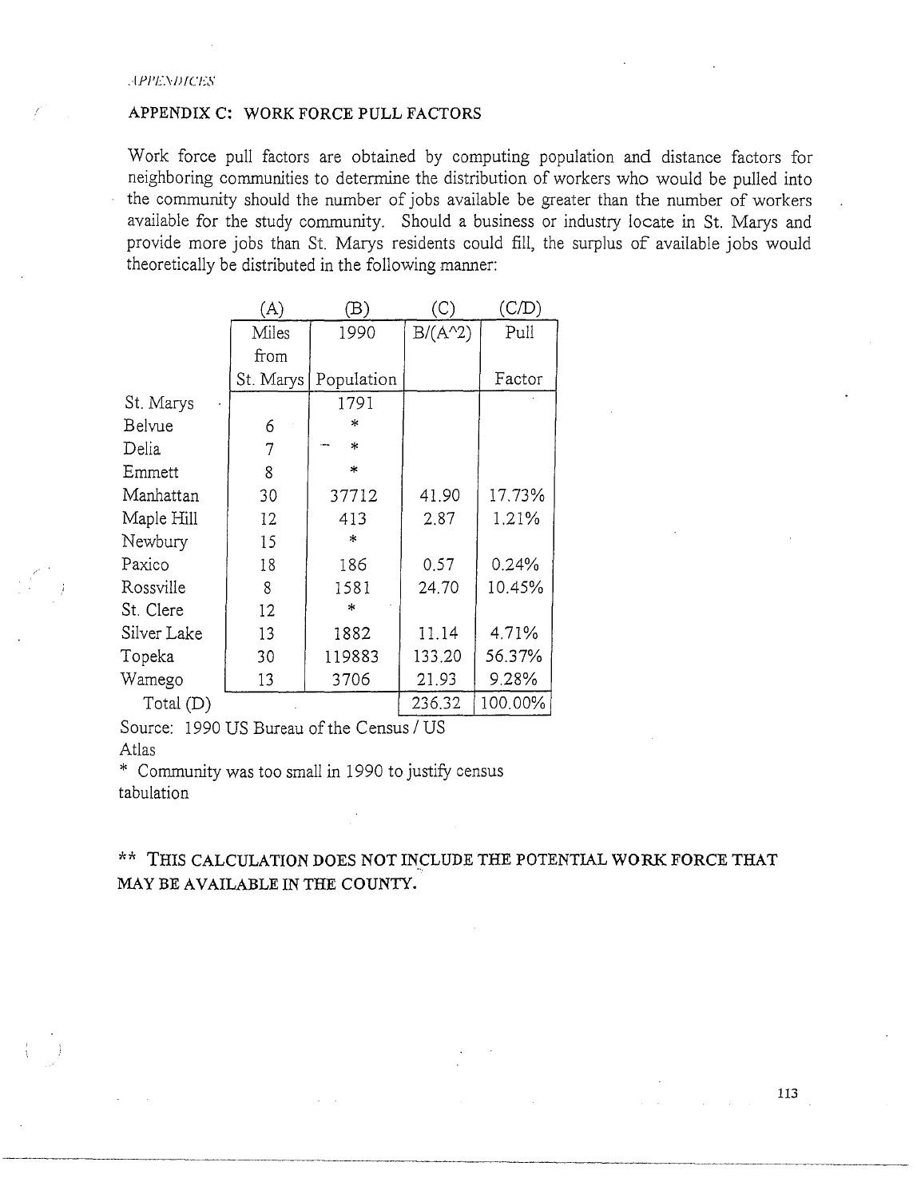## APPENDIX C: WORK FORCE PULL FACTORS

Work force pull factors are obtained by computing population and distance factors for neighboring communities to determine the distribution of workers who would be pulled into the community should the number of jobs available be greater than the number of workers available for the study community. Should a business or industry locate in St. Marys and provide more jobs than St. Marys residents could fill, the surplus of available jobs would theoretically be distributed in the following manner:

| | (A) | (B) | (C) | (C/D) |
|---|---|---|---|---|
| | Miles from St. Marys | 1990 Population | B/(A^2) | Pull Factor |
| St. Marys | | 1791 | | |
| Belvue | 6 | * | | |
| Delia | 7 | * | | |
| Emmett | 8 | * | | |
| Manhattan | 30 | 37712 | 41.90 | 17.73% |
| Maple Hill | 12 | 413 | 2.87 | 1.21% |
| Newbury | 15 | * | | |
| Paxico | 18 | 186 | 0.57 | 0.24% |
| Rossville | 8 | 1581 | 24.70 | 10.45% |
| St. Clere | 12 | * | | |
| Silver Lake | 13 | 1882 | 11.14 | 4.71% |
| Topeka | 30 | 119883 | 133.20 | 56.37% |
| Wamego | 13 | 3706 | 21.93 | 9.28% |
| Total (D) | | | 236.32 | 100.00% |

Source: 1990 US Bureau of the Census / US Atlas

* Community was too small in 1990 to justify census tabulation

**\*\* THIS CALCULATION DOES NOT INCLUDE THE POTENTIAL WORK FORCE THAT MAY BE AVAILABLE IN THE COUNTY.**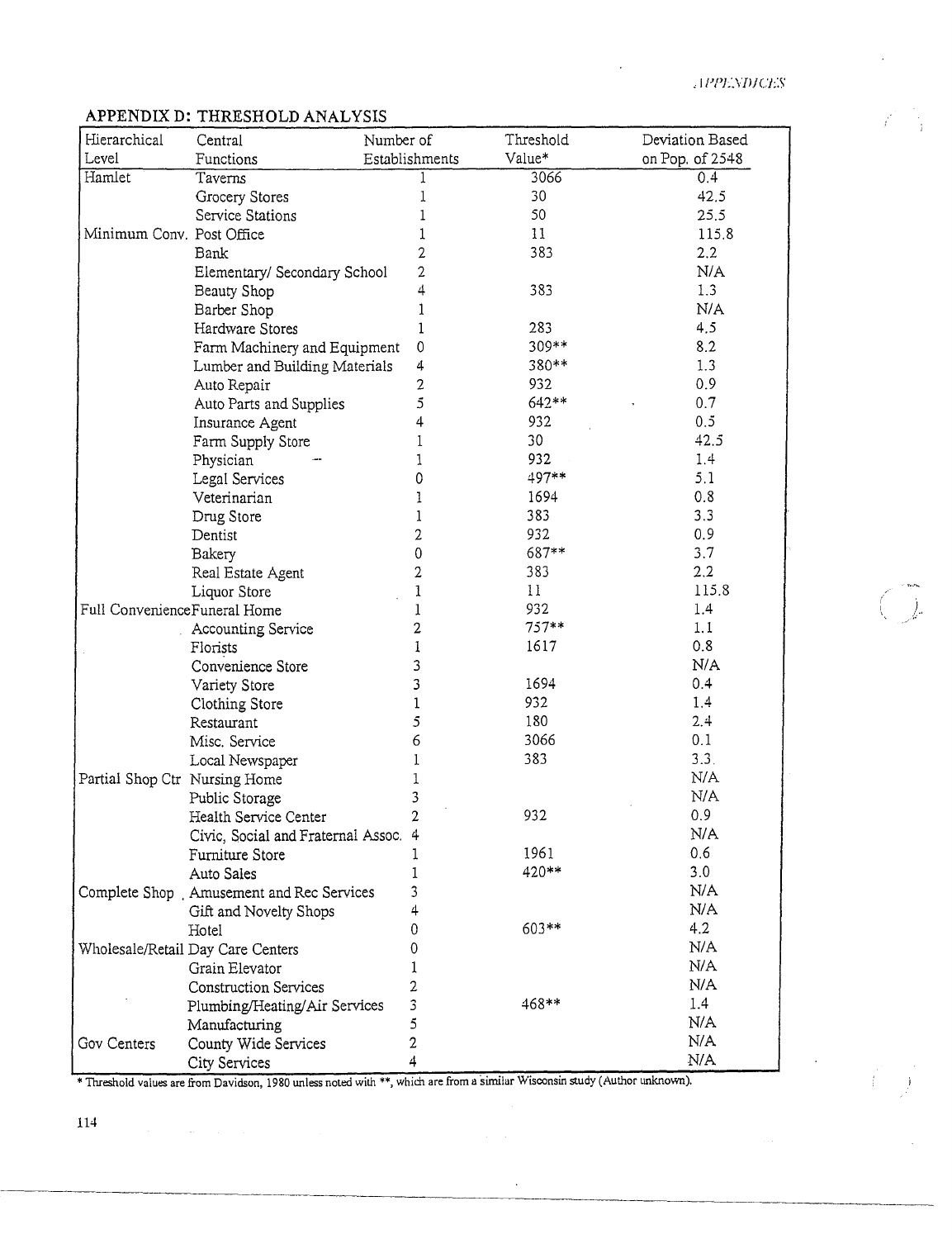## APPENDIX D: THRESHOLD ANALYSIS

| Hierarchical Level | Central Functions | Number of Establishments | Threshold Value* | Deviation Based on Pop. of 2548 |
|---|---|---|---|---|
| Hamlet | Taverns | 1 | 3066 | 0.4 |
| | Grocery Stores | 1 | 30 | 42.5 |
| | Service Stations | 1 | 50 | 25.5 |
| Minimum Conv. | Post Office | 1 | 11 | 115.8 |
| | Bank | 2 | 383 | 2.2 |
| | Elementary/ Secondary School | 2 | | N/A |
| | Beauty Shop | 4 | 383 | 1.3 |
| | Barber Shop | 1 | | N/A |
| | Hardware Stores | 1 | 283 | 4.5 |
| | Farm Machinery and Equipment | 0 | 309** | 8.2 |
| | Lumber and Building Materials | 4 | 380** | 1.3 |
| | Auto Repair | 2 | 932 | 0.9 |
| | Auto Parts and Supplies | 5 | 642** | 0.7 |
| | Insurance Agent | 4 | 932 | 0.5 |
| | Farm Supply Store | 1 | 30 | 42.5 |
| | Physician | 1 | 932 | 1.4 |
| | Legal Services | 0 | 497** | 5.1 |
| | Veterinarian | 1 | 1694 | 0.8 |
| | Drug Store | 1 | 383 | 3.3 |
| | Dentist | 2 | 932 | 0.9 |
| | Bakery | 0 | 687** | 3.7 |
| | Real Estate Agent | 2 | 383 | 2.2 |
| | Liquor Store | 1 | 11 | 115.8 |
| Full Convenience | Funeral Home | 1 | 932 | 1.4 |
| | Accounting Service | 2 | 757** | 1.1 |
| | Florists | 1 | 1617 | 0.8 |
| | Convenience Store | 3 | | N/A |
| | Variety Store | 3 | 1694 | 0.4 |
| | Clothing Store | 1 | 932 | 1.4 |
| | Restaurant | 5 | 180 | 2.4 |
| | Misc. Service | 6 | 3066 | 0.1 |
| | Local Newspaper | 1 | 383 | 3.3 |
| Partial Shop Ctr | Nursing Home | 1 | | N/A |
| | Public Storage | 3 | | N/A |
| | Health Service Center | 2 | 932 | 0.9 |
| | Civic, Social and Fraternal Assoc. | 4 | | N/A |
| | Furniture Store | 1 | 1961 | 0.6 |
| | Auto Sales | 1 | 420** | 3.0 |
| Complete Shop | Amusement and Rec Services | 3 | | N/A |
| | Gift and Novelty Shops | 4 | | N/A |
| | Hotel | 0 | 603** | 4.2 |
| Wholesale/Retail | Day Care Centers | 0 | | N/A |
| | Grain Elevator | 1 | | N/A |
| | Construction Services | 2 | | N/A |
| | Plumbing/Heating/Air Services | 3 | 468** | 1.4 |
| | Manufacturing | 5 | | N/A |
| Gov Centers | County Wide Services | 2 | | N/A |
| | City Services | 4 | | N/A |

* Threshold values are from Davidson, 1980 unless noted with **, which are from a similar Wisconsin study (Author unknown).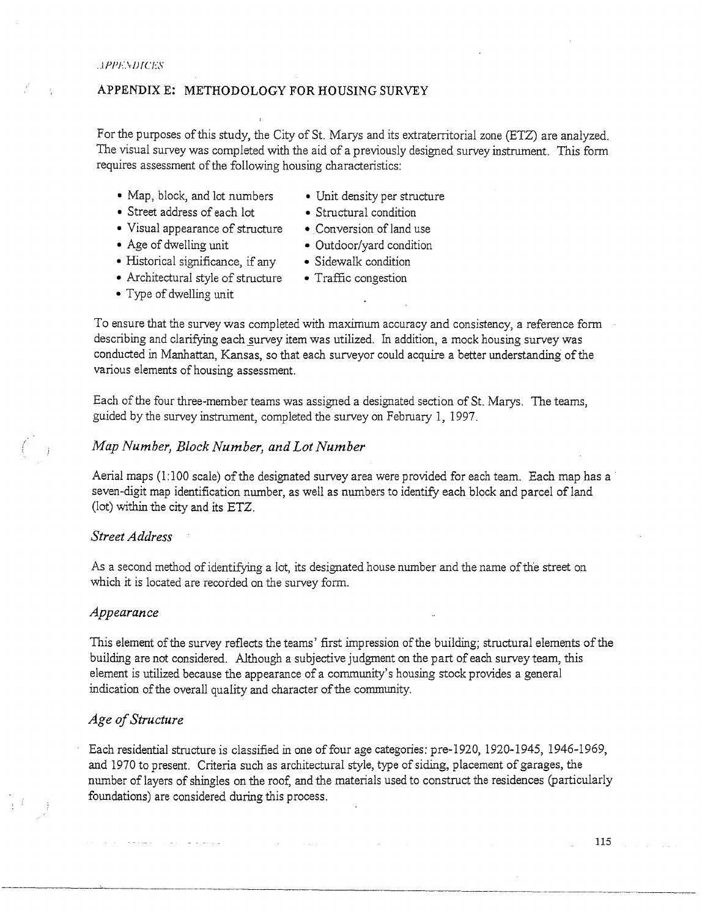## APPENDIX E: METHODOLOGY FOR HOUSING SURVEY

For the purposes of this study, the City of St. Marys and its extraterritorial zone (ETZ) are analyzed. The visual survey was completed with the aid of a previously designed survey instrument. This form requires assessment of the following housing characteristics:

- Map, block, and lot numbers
- Street address of each lot
- Visual appearance of structure
- Age of dwelling unit
- Historical significance, if any
- Architectural style of structure
- Type of dwelling unit
- Unit density per structure
- Structural condition
- Conversion of land use
- Outdoor/yard condition
- Sidewalk condition
- Traffic congestion

To ensure that the survey was completed with maximum accuracy and consistency, a reference form describing and clarifying each survey item was utilized. In addition, a mock housing survey was conducted in Manhattan, Kansas, so that each surveyor could acquire a better understanding of the various elements of housing assessment.

Each of the four three-member teams was assigned a designated section of St. Marys. The teams, guided by the survey instrument, completed the survey on February 1, 1997.

### *Map Number, Block Number, and Lot Number*

Aerial maps (1:100 scale) of the designated survey area were provided for each team. Each map has a seven-digit map identification number, as well as numbers to identify each block and parcel of land (lot) within the city and its ETZ.

### *Street Address*

As a second method of identifying a lot, its designated house number and the name of the street on which it is located are recorded on the survey form.

### *Appearance*

This element of the survey reflects the teams' first impression of the building; structural elements of the building are not considered. Although a subjective judgment on the part of each survey team, this element is utilized because the appearance of a community's housing stock provides a general indication of the overall quality and character of the community.

### *Age of Structure*

Each residential structure is classified in one of four age categories: pre-1920, 1920-1945, 1946-1969, and 1970 to present. Criteria such as architectural style, type of siding, placement of garages, the number of layers of shingles on the roof, and the materials used to construct the residences (particularly foundations) are considered during this process.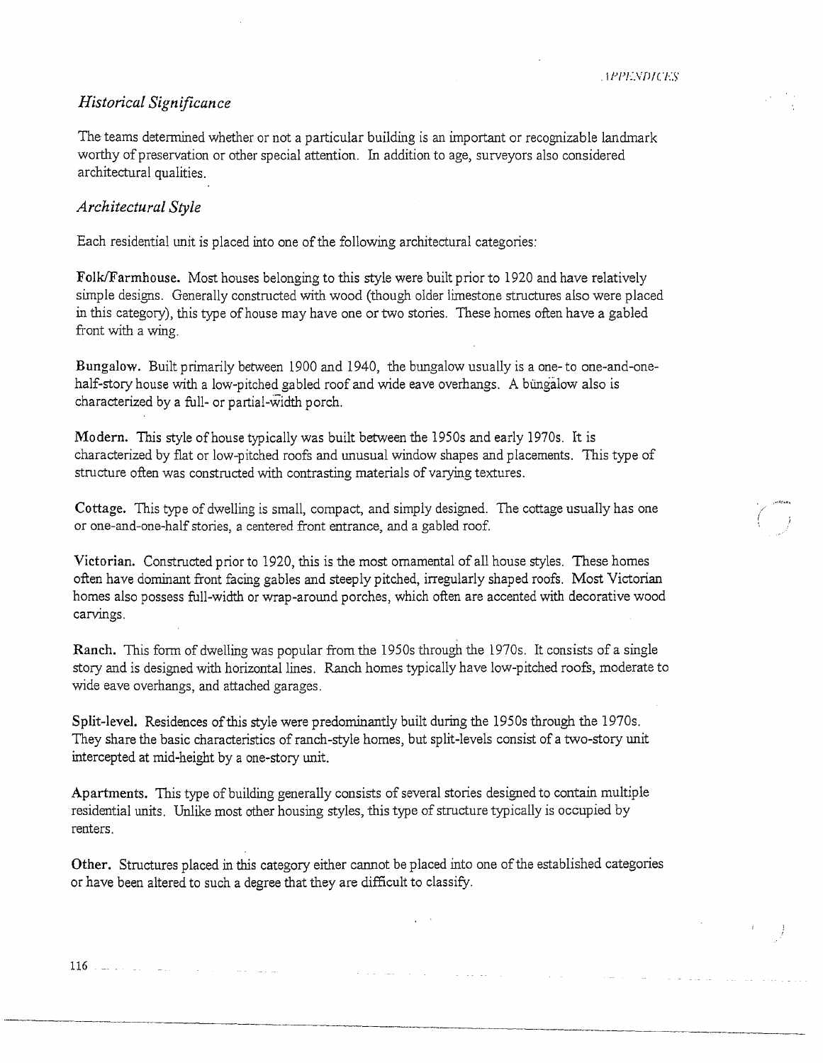## *Historical Significance*

The teams determined whether or not a particular building is an important or recognizable landmark worthy of preservation or other special attention. In addition to age, surveyors also considered architectural qualities.

## *Architectural Style*

Each residential unit is placed into one of the following architectural categories:

**Folk/Farmhouse.** Most houses belonging to this style were built prior to 1920 and have relatively simple designs. Generally constructed with wood (though older limestone structures also were placed in this category), this type of house may have one or two stories. These homes often have a gabled front with a wing.

**Bungalow.** Built primarily between 1900 and 1940, the bungalow usually is a one- to one-and-one-half-story house with a low-pitched gabled roof and wide eave overhangs. A bungalow also is characterized by a full- or partial-width porch.

**Modern.** This style of house typically was built between the 1950s and early 1970s. It is characterized by flat or low-pitched roofs and unusual window shapes and placements. This type of structure often was constructed with contrasting materials of varying textures.

**Cottage.** This type of dwelling is small, compact, and simply designed. The cottage usually has one or one-and-one-half stories, a centered front entrance, and a gabled roof.

**Victorian.** Constructed prior to 1920, this is the most ornamental of all house styles. These homes often have dominant front facing gables and steeply pitched, irregularly shaped roofs. Most Victorian homes also possess full-width or wrap-around porches, which often are accented with decorative wood carvings.

**Ranch.** This form of dwelling was popular from the 1950s through the 1970s. It consists of a single story and is designed with horizontal lines. Ranch homes typically have low-pitched roofs, moderate to wide eave overhangs, and attached garages.

**Split-level.** Residences of this style were predominantly built during the 1950s through the 1970s. They share the basic characteristics of ranch-style homes, but split-levels consist of a two-story unit intercepted at mid-height by a one-story unit.

**Apartments.** This type of building generally consists of several stories designed to contain multiple residential units. Unlike most other housing styles, this type of structure typically is occupied by renters.

**Other.** Structures placed in this category either cannot be placed into one of the established categories or have been altered to such a degree that they are difficult to classify.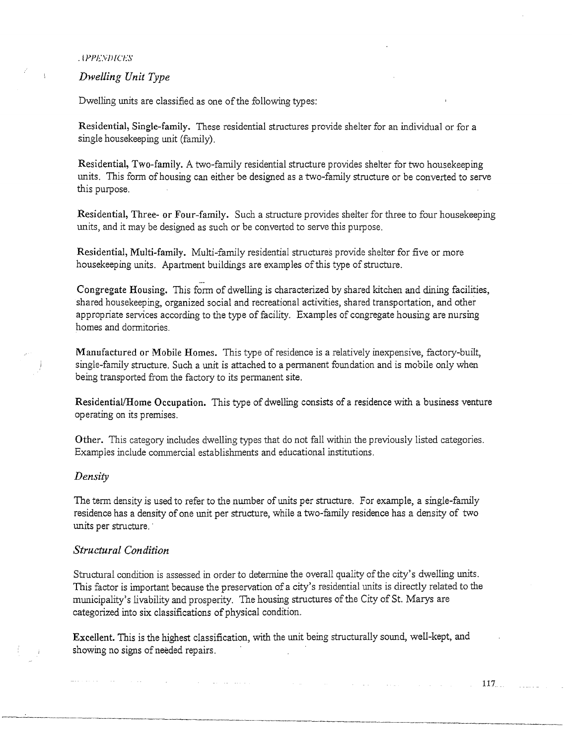## *Dwelling Unit Type*

Dwelling units are classified as one of the following types:

**Residential, Single-family.** These residential structures provide shelter for an individual or for a single housekeeping unit (family).

**Residential, Two-family.** A two-family residential structure provides shelter for two housekeeping units. This form of housing can either be designed as a two-family structure or be converted to serve this purpose.

**Residential, Three- or Four-family.** Such a structure provides shelter for three to four housekeeping units, and it may be designed as such or be converted to serve this purpose.

**Residential, Multi-family.** Multi-family residential structures provide shelter for five or more housekeeping units. Apartment buildings are examples of this type of structure.

**Congregate Housing.** This form of dwelling is characterized by shared kitchen and dining facilities, shared housekeeping, organized social and recreational activities, shared transportation, and other appropriate services according to the type of facility. Examples of congregate housing are nursing homes and dormitories.

**Manufactured or Mobile Homes.** This type of residence is a relatively inexpensive, factory-built, single-family structure. Such a unit is attached to a permanent foundation and is mobile only when being transported from the factory to its permanent site.

**Residential/Home Occupation.** This type of dwelling consists of a residence with a business venture operating on its premises.

**Other.** This category includes dwelling types that do not fall within the previously listed categories. Examples include commercial establishments and educational institutions.

## *Density*

The term density is used to refer to the number of units per structure. For example, a single-family residence has a density of one unit per structure, while a two-family residence has a density of two units per structure.

## *Structural Condition*

Structural condition is assessed in order to determine the overall quality of the city's dwelling units. This factor is important because the preservation of a city's residential units is directly related to the municipality's livability and prosperity. The housing structures of the City of St. Marys are categorized into six classifications of physical condition.

**Excellent.** This is the highest classification, with the unit being structurally sound, well-kept, and showing no signs of needed repairs.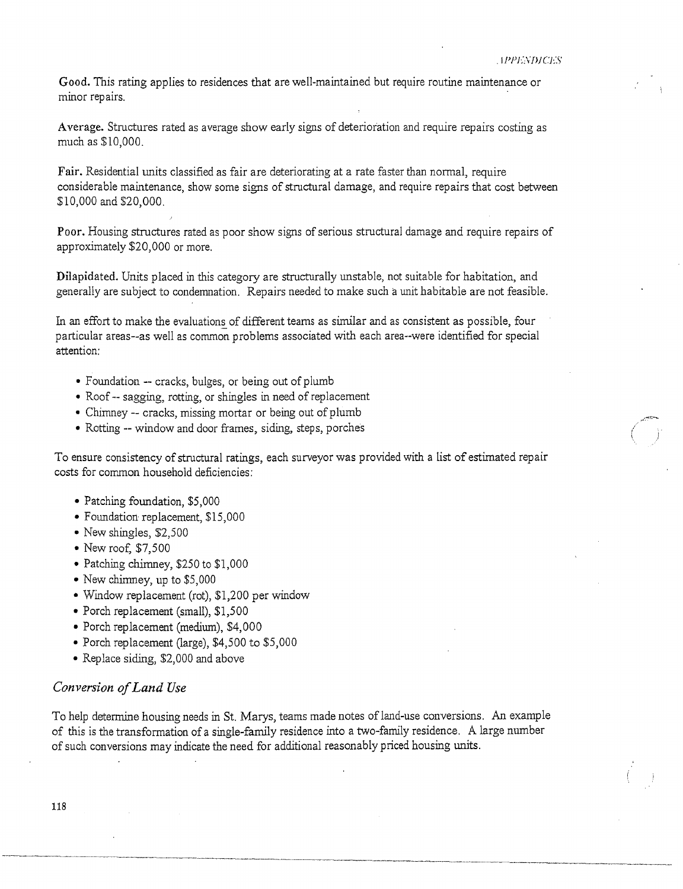**Good.** This rating applies to residences that are well-maintained but require routine maintenance or minor repairs.

**Average.** Structures rated as average show early signs of deterioration and require repairs costing as much as $10,000.

**Fair.** Residential units classified as fair are deteriorating at a rate faster than normal, require considerable maintenance, show some signs of structural damage, and require repairs that cost between $10,000 and $20,000.

**Poor.** Housing structures rated as poor show signs of serious structural damage and require repairs of approximately $20,000 or more.

**Dilapidated.** Units placed in this category are structurally unstable, not suitable for habitation, and generally are subject to condemnation. Repairs needed to make such a unit habitable are not feasible.

In an effort to make the evaluations of different teams as similar and as consistent as possible, four particular areas--as well as common problems associated with each area--were identified for special attention:

- Foundation -- cracks, bulges, or being out of plumb
- Roof -- sagging, rotting, or shingles in need of replacement
- Chimney -- cracks, missing mortar or being out of plumb
- Rotting -- window and door frames, siding, steps, porches

To ensure consistency of structural ratings, each surveyor was provided with a list of estimated repair costs for common household deficiencies:

- Patching foundation, $5,000
- Foundation replacement, $15,000
- New shingles, $2,500
- New roof, $7,500
- Patching chimney, $250 to $1,000
- New chimney, up to $5,000
- Window replacement (rot), $1,200 per window
- Porch replacement (small), $1,500
- Porch replacement (medium), $4,000
- Porch replacement (large), $4,500 to $5,000
- Replace siding, $2,000 and above

### *Conversion of Land Use*

To help determine housing needs in St. Marys, teams made notes of land-use conversions. An example of this is the transformation of a single-family residence into a two-family residence. A large number of such conversions may indicate the need for additional reasonably priced housing units.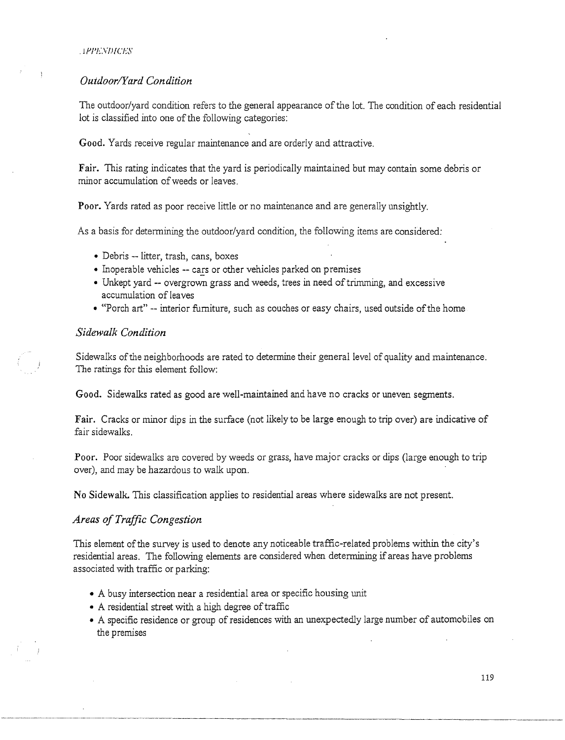### *Outdoor/Yard Condition*

The outdoor/yard condition refers to the general appearance of the lot. The condition of each residential lot is classified into one of the following categories:

**Good.** Yards receive regular maintenance and are orderly and attractive.

**Fair.** This rating indicates that the yard is periodically maintained but may contain some debris or minor accumulation of weeds or leaves.

**Poor.** Yards rated as poor receive little or no maintenance and are generally unsightly.

As a basis for determining the outdoor/yard condition, the following items are considered:

- Debris -- litter, trash, cans, boxes
- Inoperable vehicles -- cars or other vehicles parked on premises
- Unkept yard -- overgrown grass and weeds, trees in need of trimming, and excessive accumulation of leaves
- "Porch art" -- interior furniture, such as couches or easy chairs, used outside of the home

### *Sidewalk Condition*

Sidewalks of the neighborhoods are rated to determine their general level of quality and maintenance. The ratings for this element follow:

**Good.** Sidewalks rated as good are well-maintained and have no cracks or uneven segments.

**Fair.** Cracks or minor dips in the surface (not likely to be large enough to trip over) are indicative of fair sidewalks.

**Poor.** Poor sidewalks are covered by weeds or grass, have major cracks or dips (large enough to trip over), and may be hazardous to walk upon.

**No Sidewalk.** This classification applies to residential areas where sidewalks are not present.

### *Areas of Traffic Congestion*

This element of the survey is used to denote any noticeable traffic-related problems within the city's residential areas. The following elements are considered when determining if areas have problems associated with traffic or parking:

- A busy intersection near a residential area or specific housing unit
- A residential street with a high degree of traffic
- A specific residence or group of residences with an unexpectedly large number of automobiles on the premises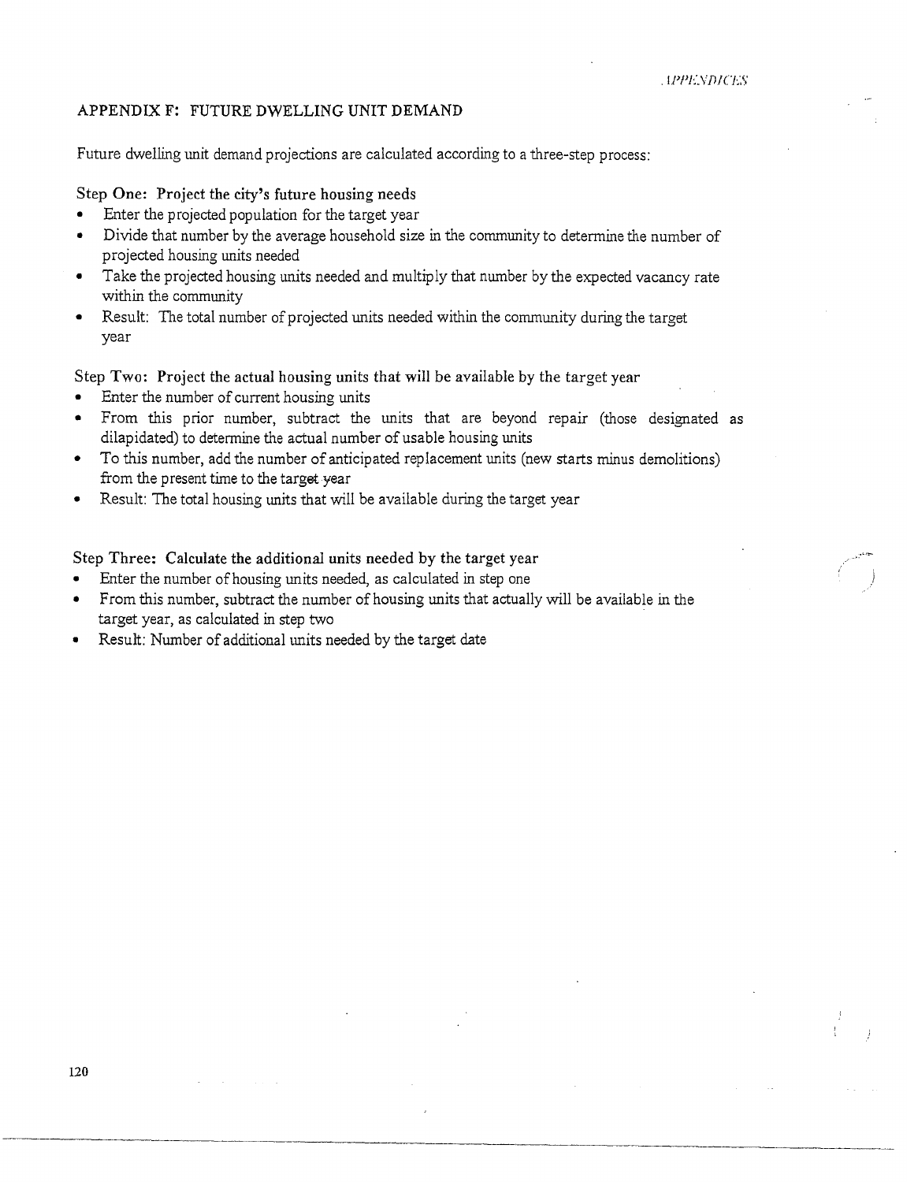## APPENDIX F: FUTURE DWELLING UNIT DEMAND

Future dwelling unit demand projections are calculated according to a three-step process:

**Step One: Project the city's future housing needs**

- Enter the projected population for the target year
- Divide that number by the average household size in the community to determine the number of projected housing units needed
- Take the projected housing units needed and multiply that number by the expected vacancy rate within the community
- Result: The total number of projected units needed within the community during the target year

**Step Two: Project the actual housing units that will be available by the target year**

- Enter the number of current housing units
- From this prior number, subtract the units that are beyond repair (those designated as dilapidated) to determine the actual number of usable housing units
- To this number, add the number of anticipated replacement units (new starts minus demolitions) from the present time to the target year
- Result: The total housing units that will be available during the target year

**Step Three: Calculate the additional units needed by the target year**

- Enter the number of housing units needed, as calculated in step one
- From this number, subtract the number of housing units that actually will be available in the target year, as calculated in step two
- Result: Number of additional units needed by the target date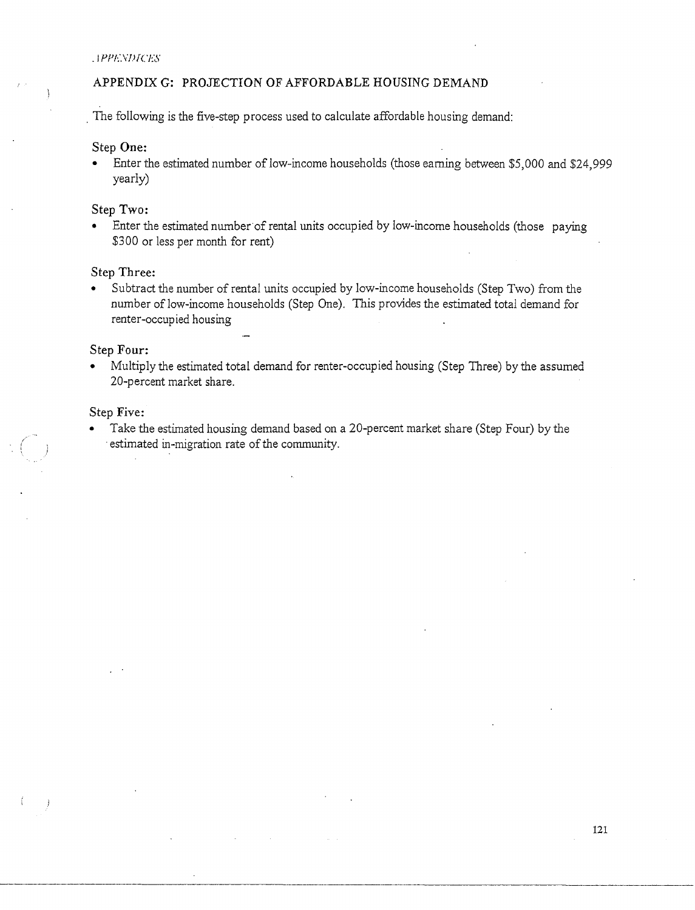## APPENDIX G: PROJECTION OF AFFORDABLE HOUSING DEMAND

The following is the five-step process used to calculate affordable housing demand:

### Step One:

- Enter the estimated number of low-income households (those earning between $5,000 and $24,999 yearly)

### Step Two:

- Enter the estimated number of rental units occupied by low-income households (those paying $300 or less per month for rent)

### Step Three:

- Subtract the number of rental units occupied by low-income households (Step Two) from the number of low-income households (Step One). This provides the estimated total demand for renter-occupied housing

### Step Four:

- Multiply the estimated total demand for renter-occupied housing (Step Three) by the assumed 20-percent market share.

### Step Five:

- Take the estimated housing demand based on a 20-percent market share (Step Four) by the estimated in-migration rate of the community.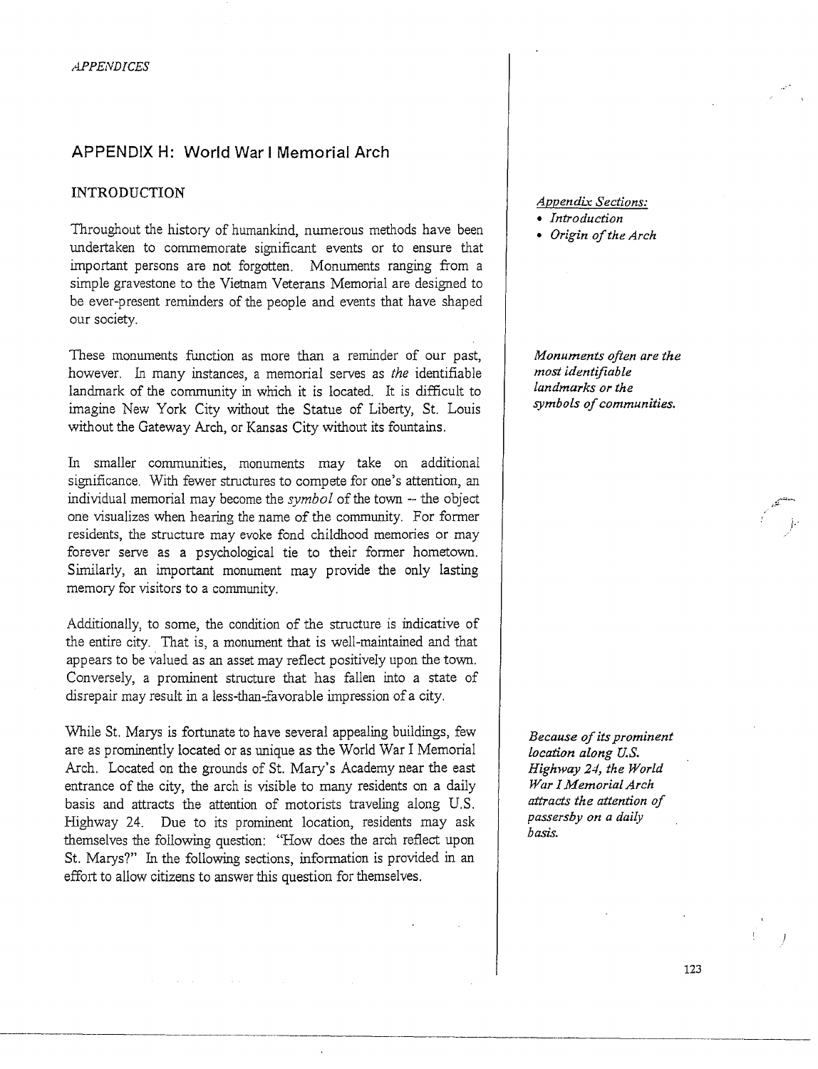## APPENDIX H: World War I Memorial Arch

### INTRODUCTION

*Appendix Sections:*

- *Introduction*
- *Origin of the Arch*

Throughout the history of humankind, numerous methods have been undertaken to commemorate significant events or to ensure that important persons are not forgotten. Monuments ranging from a simple gravestone to the Vietnam Veterans Memorial are designed to be ever-present reminders of the people and events that have shaped our society.

*Monuments often are the most identifiable landmarks or the symbols of communities.*

These monuments function as more than a reminder of our past, however. In many instances, a memorial serves as *the* identifiable landmark of the community in which it is located. It is difficult to imagine New York City without the Statue of Liberty, St. Louis without the Gateway Arch, or Kansas City without its fountains.

In smaller communities, monuments may take on additional significance. With fewer structures to compete for one's attention, an individual memorial may become the *symbol* of the town -- the object one visualizes when hearing the name of the community. For former residents, the structure may evoke fond childhood memories or may forever serve as a psychological tie to their former hometown. Similarly, an important monument may provide the only lasting memory for visitors to a community.

Additionally, to some, the condition of the structure is indicative of the entire city. That is, a monument that is well-maintained and that appears to be valued as an asset may reflect positively upon the town. Conversely, a prominent structure that has fallen into a state of disrepair may result in a less-than-favorable impression of a city.

*Because of its prominent location along U.S. Highway 24, the World War I Memorial Arch attracts the attention of passersby on a daily basis.*

While St. Marys is fortunate to have several appealing buildings, few are as prominently located or as unique as the World War I Memorial Arch. Located on the grounds of St. Mary's Academy near the east entrance of the city, the arch is visible to many residents on a daily basis and attracts the attention of motorists traveling along U.S. Highway 24. Due to its prominent location, residents may ask themselves the following question: "How does the arch reflect upon St. Marys?" In the following sections, information is provided in an effort to allow citizens to answer this question for themselves.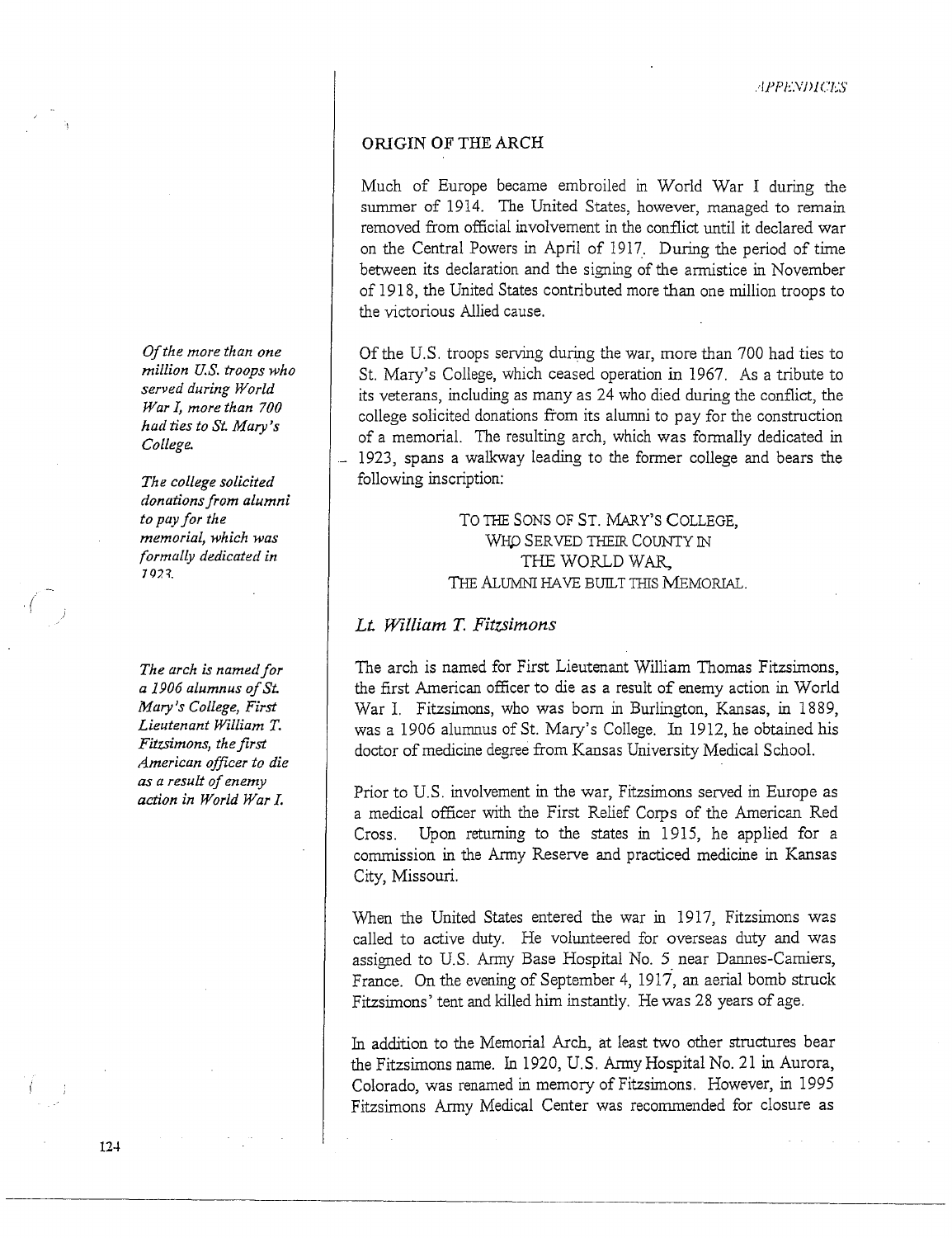## ORIGIN OF THE ARCH

Much of Europe became embroiled in World War I during the summer of 1914. The United States, however, managed to remain removed from official involvement in the conflict until it declared war on the Central Powers in April of 1917. During the period of time between its declaration and the signing of the armistice in November of 1918, the United States contributed more than one million troops to the victorious Allied cause.

*Of the more than one million U.S. troops who served during World War I, more than 700 had ties to St. Mary's College.*

Of the U.S. troops serving during the war, more than 700 had ties to St. Mary's College, which ceased operation in 1967. As a tribute to its veterans, including as many as 24 who died during the conflict, the college solicited donations from its alumni to pay for the construction of a memorial. The resulting arch, which was formally dedicated in 1923, spans a walkway leading to the former college and bears the following inscription:

*The college solicited donations from alumni to pay for the memorial, which was formally dedicated in 1923.*

> TO THE SONS OF ST. MARY'S COLLEGE,
> WHO SERVED THEIR COUNTY IN
> THE WORLD WAR,
> THE ALUMNI HAVE BUILT THIS MEMORIAL.

### *Lt. William T. Fitzsimons*

*The arch is named for a 1906 alumnus of St. Mary's College, First Lieutenant William T. Fitzsimons, the first American officer to die as a result of enemy action in World War I.*

The arch is named for First Lieutenant William Thomas Fitzsimons, the first American officer to die as a result of enemy action in World War I. Fitzsimons, who was born in Burlington, Kansas, in 1889, was a 1906 alumnus of St. Mary's College. In 1912, he obtained his doctor of medicine degree from Kansas University Medical School.

Prior to U.S. involvement in the war, Fitzsimons served in Europe as a medical officer with the First Relief Corps of the American Red Cross. Upon returning to the states in 1915, he applied for a commission in the Army Reserve and practiced medicine in Kansas City, Missouri.

When the United States entered the war in 1917, Fitzsimons was called to active duty. He volunteered for overseas duty and was assigned to U.S. Army Base Hospital No. 5 near Dannes-Camiers, France. On the evening of September 4, 1917, an aerial bomb struck Fitzsimons' tent and killed him instantly. He was 28 years of age.

In addition to the Memorial Arch, at least two other structures bear the Fitzsimons name. In 1920, U.S. Army Hospital No. 21 in Aurora, Colorado, was renamed in memory of Fitzsimons. However, in 1995 Fitzsimons Army Medical Center was recommended for closure as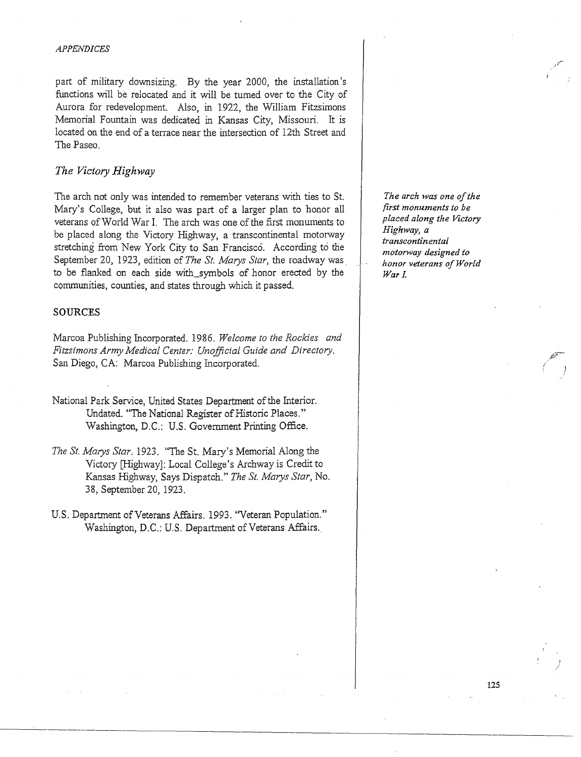part of military downsizing. By the year 2000, the installation's functions will be relocated and it will be turned over to the City of Aurora for redevelopment. Also, in 1922, the William Fitzsimons Memorial Fountain was dedicated in Kansas City, Missouri. It is located on the end of a terrace near the intersection of 12th Street and The Paseo.

## *The Victory Highway*

The arch not only was intended to remember veterans with ties to St. Mary's College, but it also was part of a larger plan to honor all veterans of World War I. The arch was one of the first monuments to be placed along the Victory Highway, a transcontinental motorway stretching from New York City to San Francisco. According to the September 20, 1923, edition of *The St. Marys Star*, the roadway was to be flanked on each side with symbols of honor erected by the communities, counties, and states through which it passed.

***The arch was one of the first monuments to be placed along the Victory Highway, a transcontinental motorway designed to honor veterans of World War I.***

## SOURCES

Marcoa Publishing Incorporated. 1986. *Welcome to the Rockies and Fitzsimons Army Medical Center: Unofficial Guide and Directory*. San Diego, CA: Marcoa Publishing Incorporated.

National Park Service, United States Department of the Interior. Undated. "The National Register of Historic Places." Washington, D.C.: U.S. Government Printing Office.

*The St. Marys Star*. 1923. "The St. Mary's Memorial Along the Victory [Highway]: Local College's Archway is Credit to Kansas Highway, Says Dispatch." *The St. Marys Star*, No. 38, September 20, 1923.

U.S. Department of Veterans Affairs. 1993. "Veteran Population." Washington, D.C.: U.S. Department of Veterans Affairs.